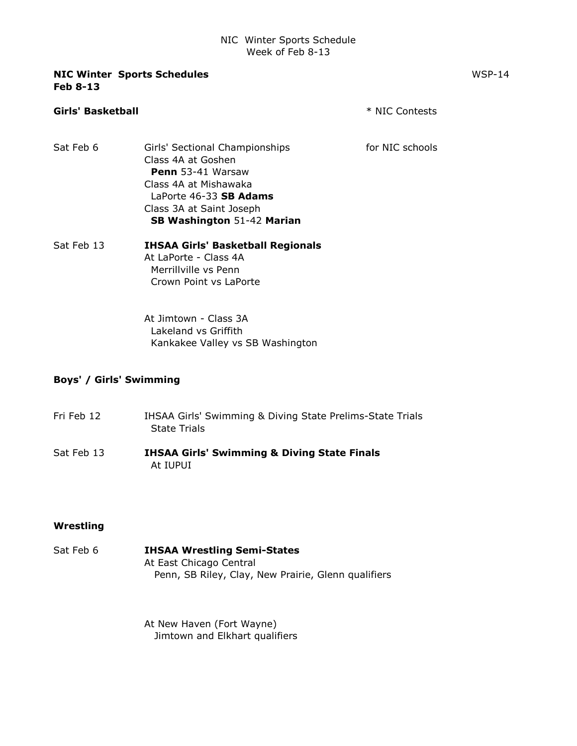NIC Winter Sports Schedule
Week of Feb 8-13

**NIC Winter Sports Schedules** WSP-14
**Feb 8-13**

## Girls' Basketball

\* NIC Contests

Sat Feb 6 — Girls' Sectional Championships for NIC schools

Class 4A at Goshen
**Penn** 53-41 Warsaw
Class 4A at Mishawaka
LaPorte 46-33 **SB Adams**
Class 3A at Saint Joseph
**SB Washington** 51-42 **Marian**

Sat Feb 13 — **IHSAA Girls' Basketball Regionals**

At LaPorte - Class 4A
Merrillville vs Penn
Crown Point vs LaPorte

At Jimtown - Class 3A
Lakeland vs Griffith
Kankakee Valley vs SB Washington

## Boys' / Girls' Swimming

Fri Feb 12 — IHSAA Girls' Swimming & Diving State Prelims-State Trials
State Trials

Sat Feb 13 — **IHSAA Girls' Swimming & Diving State Finals**
At IUPUI

## Wrestling

Sat Feb 6 — **IHSAA Wrestling Semi-States**

At East Chicago Central
Penn, SB Riley, Clay, New Prairie, Glenn qualifiers

At New Haven (Fort Wayne)
Jimtown and Elkhart qualifiers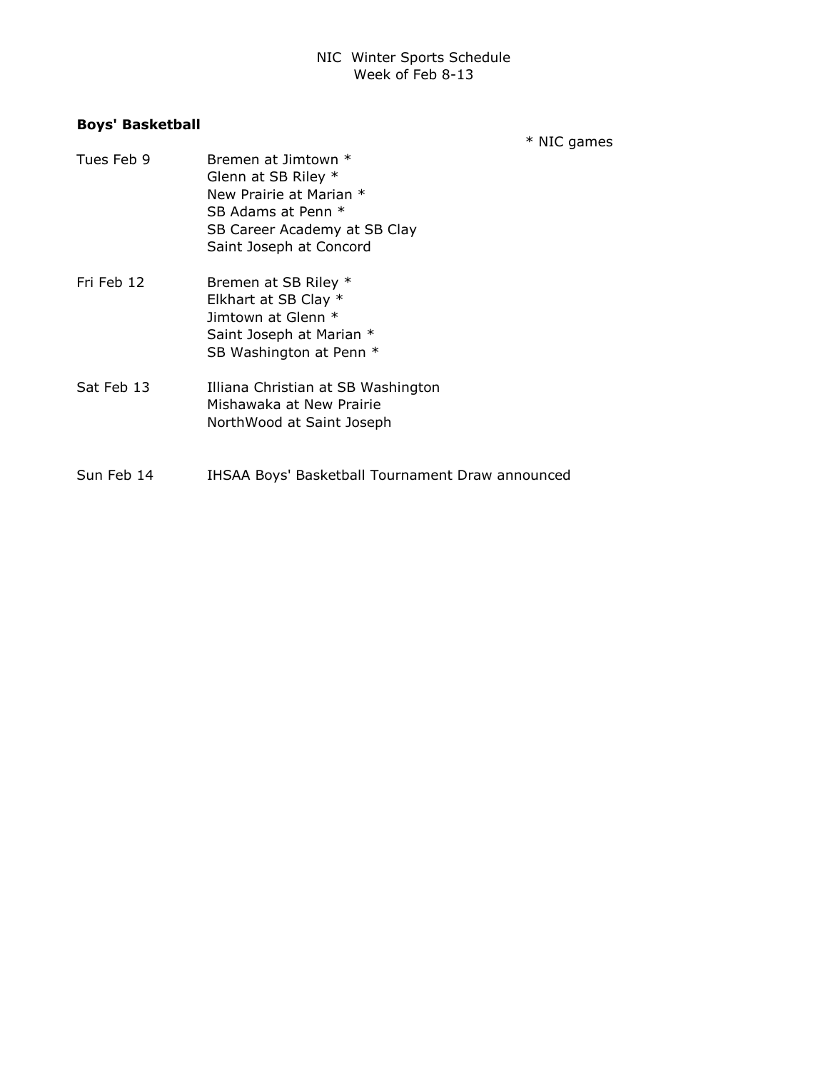NIC Winter Sports Schedule
Week of Feb 8-13

**Boys' Basketball**

* NIC games

| | |
|---|---|
| Tues Feb 9 | Bremen at Jimtown * |
| | Glenn at SB Riley * |
| | New Prairie at Marian * |
| | SB Adams at Penn * |
| | SB Career Academy at SB Clay |
| | Saint Joseph at Concord |
| Fri Feb 12 | Bremen at SB Riley * |
| | Elkhart at SB Clay * |
| | Jimtown at Glenn * |
| | Saint Joseph at Marian * |
| | SB Washington at Penn * |
| Sat Feb 13 | Illiana Christian at SB Washington |
| | Mishawaka at New Prairie |
| | NorthWood at Saint Joseph |
| Sun Feb 14 | IHSAA Boys' Basketball Tournament Draw announced |